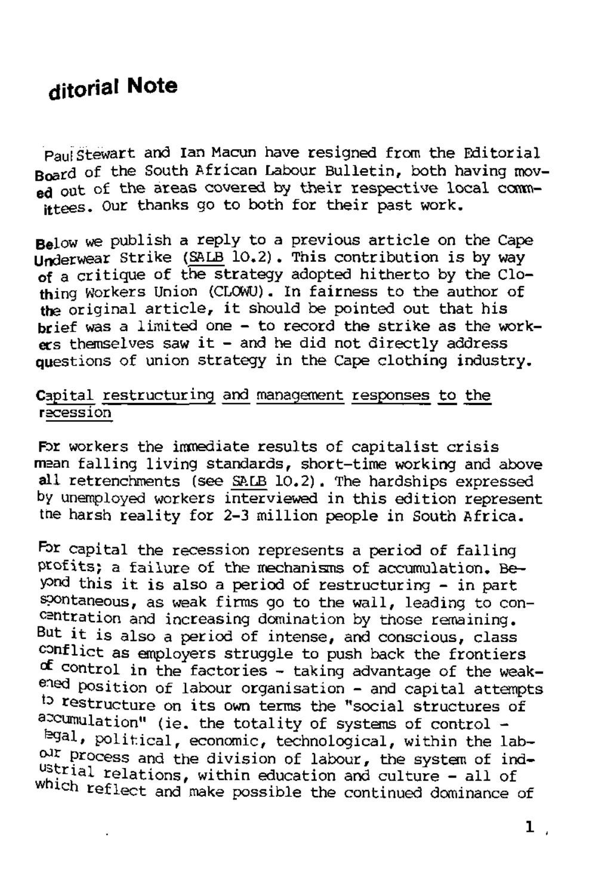# ditorial Note

Paul Stewart and Ian Macun have resigned from the Editorial Board of the South African Labour Bulletin, both having moved out of the areas covered by their respective local committees. Our thanks go to both for their past work.

Below we publish a reply to a previous article on the Cape Underwear Strike (SALB 10.2). This contribution is by way of a critique of the strategy adopted hitherto by the Clothing Workers Union (CLOWU). In fairness to the author of the original article, it should be pointed out that his brief was a limited one - to record the strike as the workers themselves saw it - and he did not directly address questions of union strategy in the Cape clothing industry.

## Capital restructuring and management responses to the recession

For workers the immediate results of capitalist crisis mean falling living standards, short-time working and above all retrenchments (see SALB 10.2). The hardships expressed by unemployed workers interviewed in this edition represent the harsh reality for 2-3 million people in South Africa.

For capital the recession represents a period of falling profits; a failure of the mechanisms of accumulation. Beyond this it is also a period of restructuring - in part spontaneous, as weak firms go to the wall, leading to concentration and increasing domination by those remaining. But it is also a period of intense, and conscious, class conflict as employers struggle to push back the frontiers of control in the factories - taking advantage of the weakened position of labour organisation - and capital attempts to restructure on its own terms the "social structures of accumulation" (ie. the totality of systems of control - legal, political, economic, technological, within the labour process and the division of labour, the system of industrial relations, within education and culture - all of which reflect and make possible the continued dominance of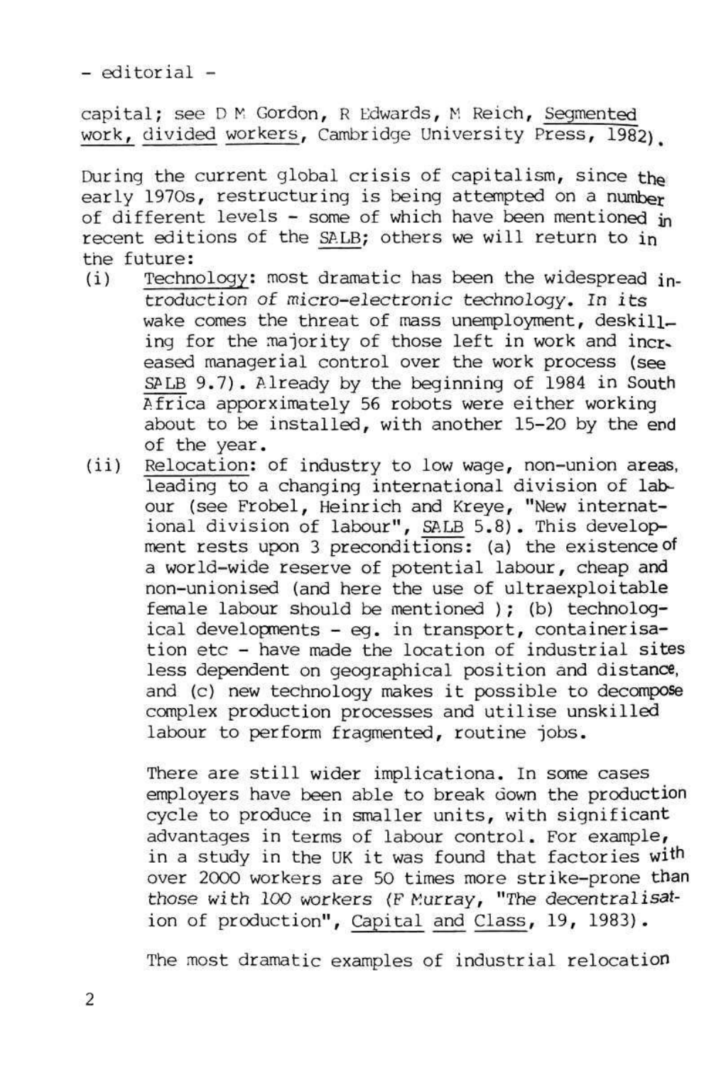capital; see D M Gordon, R Edwards, M Reich, Segmented work, divided workers, Cambridge University Press, 1982).

During the current global crisis of capitalism, since the early 1970s, restructuring is being attempted on a number of different levels - some of which have been mentioned in recent editions of the SALB; others we will return to in the future:

(i) Technology: most dramatic has been the widespread introduction of micro-electronic technology. In its wake comes the threat of mass unemployment, deskilling for the majority of those left in work and increased managerial control over the work process (see SALB 9.7). Already by the beginning of 1984 in South Africa apporximately 56 robots were either working about to be installed, with another 15-20 by the end of the year.

(ii) Relocation: of industry to low wage, non-union areas, leading to a changing international division of labour (see Frobel, Heinrich and Kreye, "New international division of labour", SALB 5.8). This development rests upon 3 preconditions: (a) the existence of a world-wide reserve of potential labour, cheap and non-unionised (and here the use of ultraexploitable female labour should be mentioned ); (b) technological developments - eg. in transport, containerisation etc - have made the location of industrial sites less dependent on geographical position and distance, and (c) new technology makes it possible to decompose complex production processes and utilise unskilled labour to perform fragmented, routine jobs.

There are still wider implicationa. In some cases employers have been able to break down the production cycle to produce in smaller units, with significant advantages in terms of labour control. For example, in a study in the UK it was found that factories with over 2000 workers are 50 times more strike-prone than those with 100 workers (F Murray, "The decentralisation of production", Capital and Class, 19, 1983).

The most dramatic examples of industrial relocation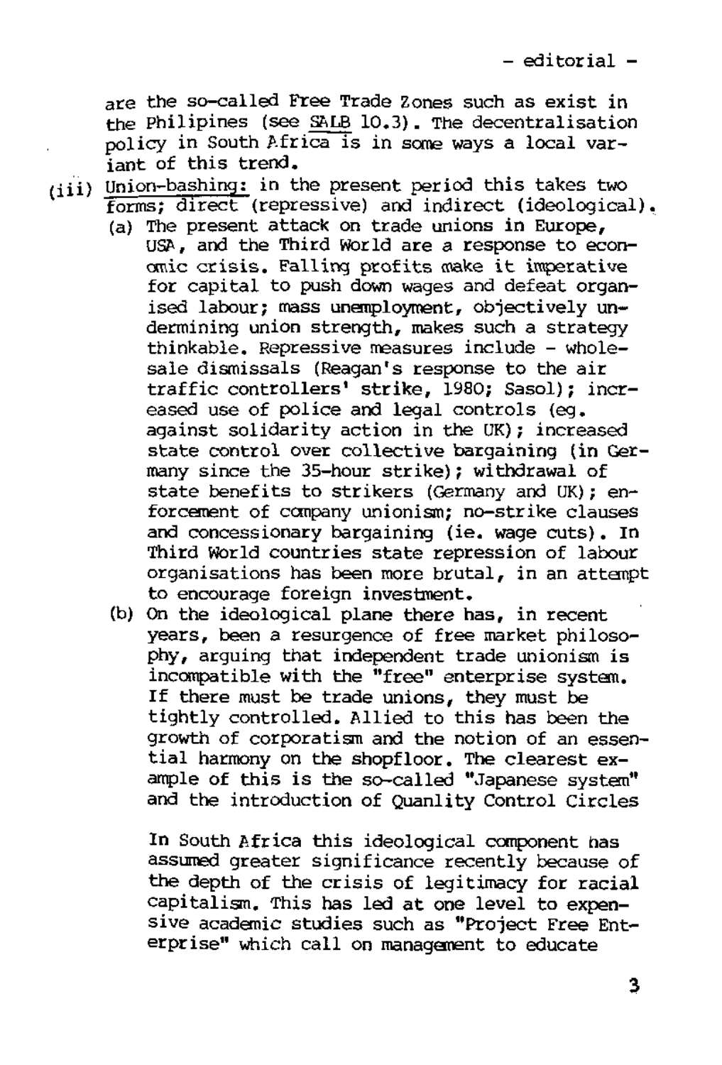are the so-called Free Trade Zones such as exist in the Philipines (see SALB 10.3). The decentralisation policy in South Africa is in some ways a local variant of this trend.

(iii) Union-bashing: in the present period this takes two forms; direct (repressive) and indirect (ideological).

(a) The present attack on trade unions in Europe, USA, and the Third World are a response to economic crisis. Falling profits make it imperative for capital to push down wages and defeat organised labour; mass unemployment, objectively undermining union strength, makes such a strategy thinkable. Repressive measures include - wholesale dismissals (Reagan's response to the air traffic controllers' strike, 1980; Sasol); increased use of police and legal controls (eg. against solidarity action in the UK); increased state control over collective bargaining (in Germany since the 35-hour strike); withdrawal of state benefits to strikers (Germany and UK); enforcement of company unionism; no-strike clauses and concessionary bargaining (ie. wage cuts). In Third World countries state repression of labour organisations has been more brutal, in an attempt to encourage foreign investment.

(b) On the ideological plane there has, in recent years, been a resurgence of free market philosophy, arguing that independent trade unionism is incompatible with the "free" enterprise system. If there must be trade unions, they must be tightly controlled. Allied to this has been the growth of corporatism and the notion of an essential harmony on the shopfloor. The clearest example of this is the so-called "Japanese system" and the introduction of Quanlity Control Circles

In South Africa this ideological component has assumed greater significance recently because of the depth of the crisis of legitimacy for racial capitalism. This has led at one level to expensive academic studies such as "Project Free Enterprise" which call on management to educate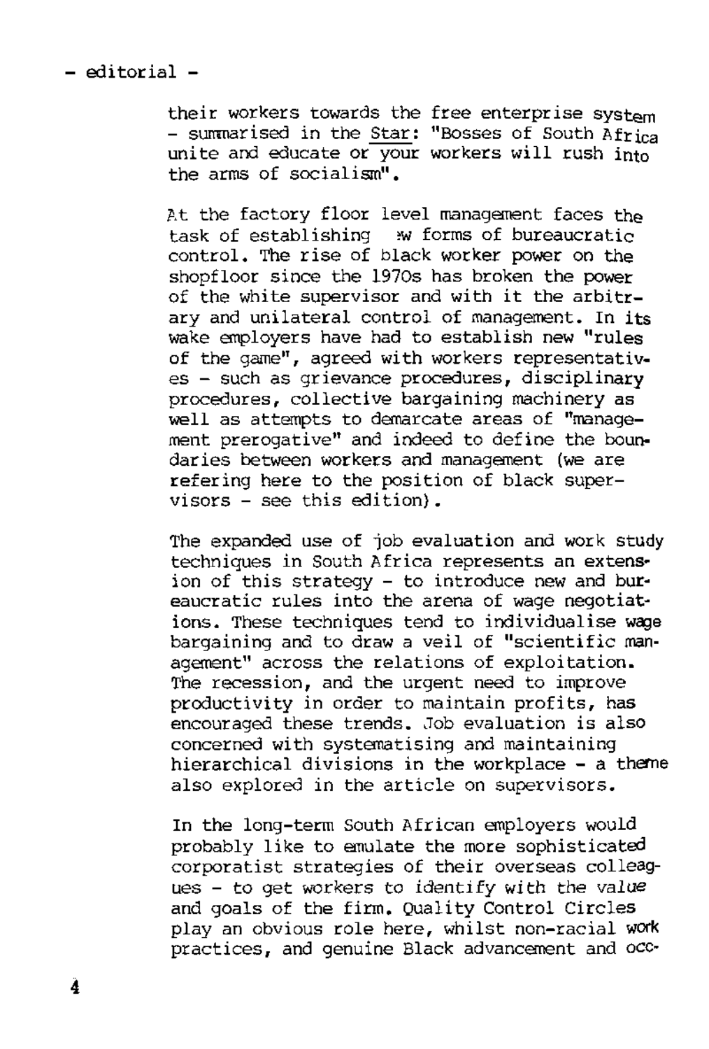their workers towards the free enterprise system - summarised in the Star: "Bosses of South Africa unite and educate or your workers will rush into the arms of socialism".

At the factory floor level management faces the task of establishing new forms of bureaucratic control. The rise of black worker power on the shopfloor since the 1970s has broken the power of the white supervisor and with it the arbitrary and unilateral control of management. In its wake employers have had to establish new "rules of the game", agreed with workers representatives - such as grievance procedures, disciplinary procedures, collective bargaining machinery as well as attempts to demarcate areas of "management prerogative" and indeed to define the boundaries between workers and management (we are refering here to the position of black supervisors - see this edition).

The expanded use of job evaluation and work study techniques in South Africa represents an extension of this strategy - to introduce new and bureaucratic rules into the arena of wage negotiations. These techniques tend to individualise wage bargaining and to draw a veil of "scientific management" across the relations of exploitation. The recession, and the urgent need to improve productivity in order to maintain profits, has encouraged these trends. Job evaluation is also concerned with systematising and maintaining hierarchical divisions in the workplace - a theme also explored in the article on supervisors.

In the long-term South African employers would probably like to emulate the more sophisticated corporatist strategies of their overseas colleagues - to get workers to identify with the value and goals of the firm. Quality Control Circles play an obvious role here, whilst non-racial work practices, and genuine Black advancement and occ-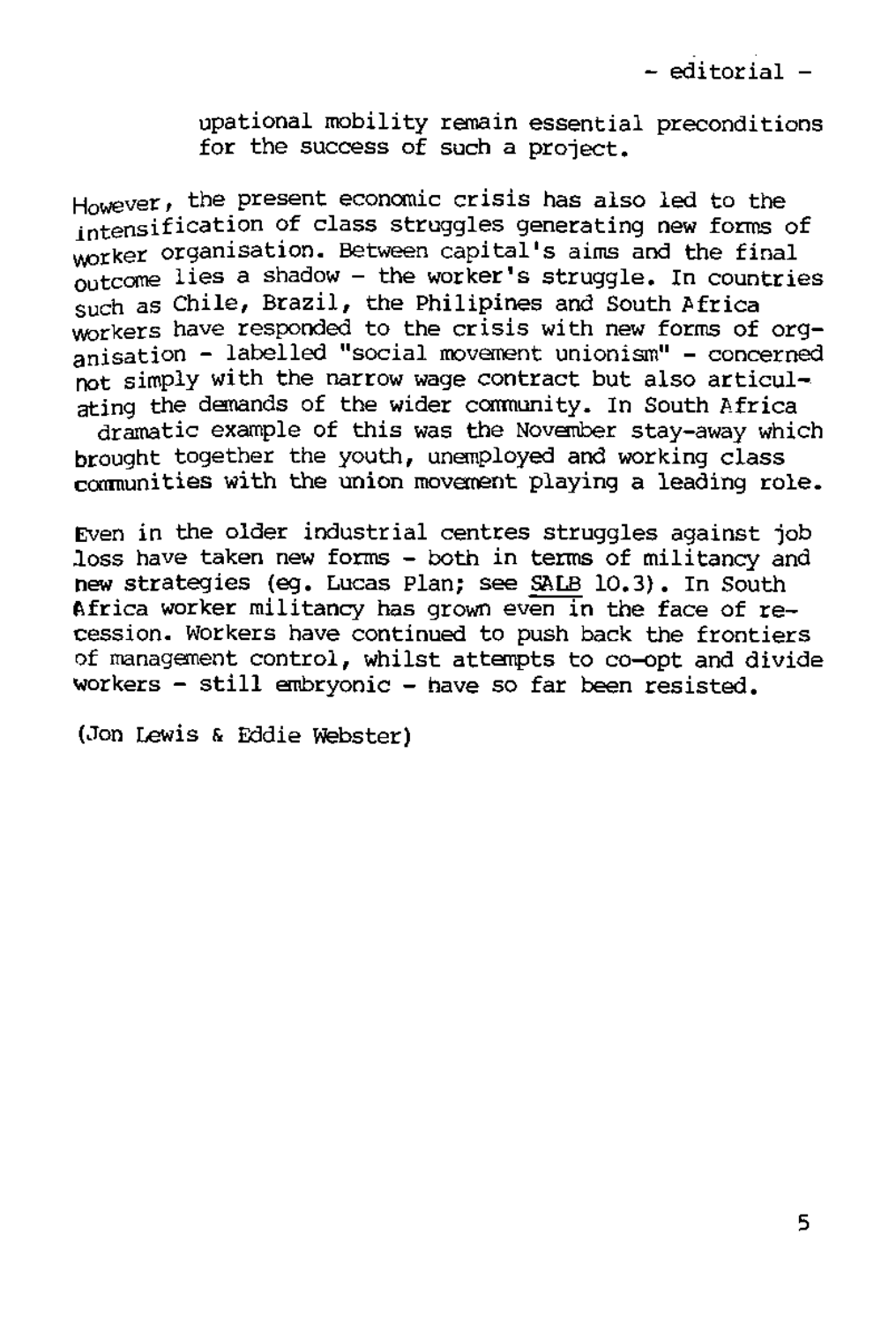upational mobility remain essential preconditions for the success of such a project.

However, the present economic crisis has also led to the intensification of class struggles generating new forms of worker organisation. Between capital's aims and the final outcome lies a shadow - the worker's struggle. In countries such as Chile, Brazil, the Philipines and South Africa workers have responded to the crisis with new forms of organisation - labelled "social movement unionism" - concerned not simply with the narrow wage contract but also articulating the demands of the wider community. In South Africa dramatic example of this was the November stay-away which brought together the youth, unemployed and working class communities with the union movement playing a leading role.

Even in the older industrial centres struggles against job loss have taken new forms - both in terms of militancy and new strategies (eg. Lucas Plan; see SALB 10.3). In South Africa worker militancy has grown even in the face of recession. Workers have continued to push back the frontiers of management control, whilst attempts to co-opt and divide workers - still embryonic - have so far been resisted.

(Jon Lewis & Eddie Webster)